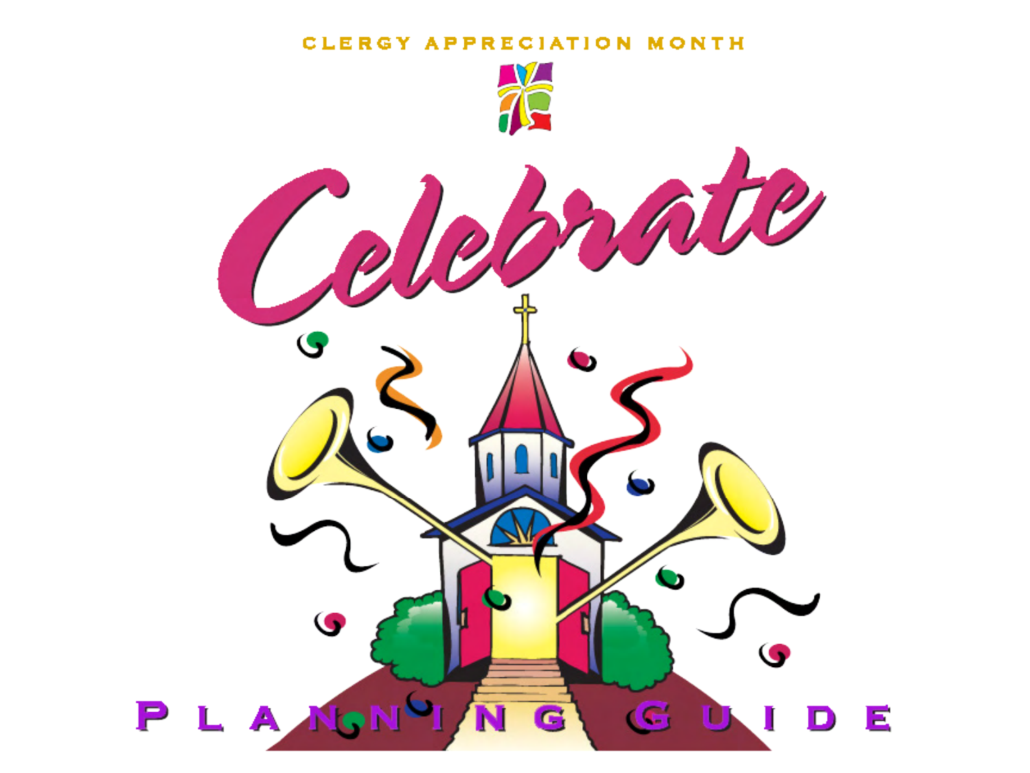CLERGY APPRECIATION MONTH

# Celebrate

## PLANNING GUIDE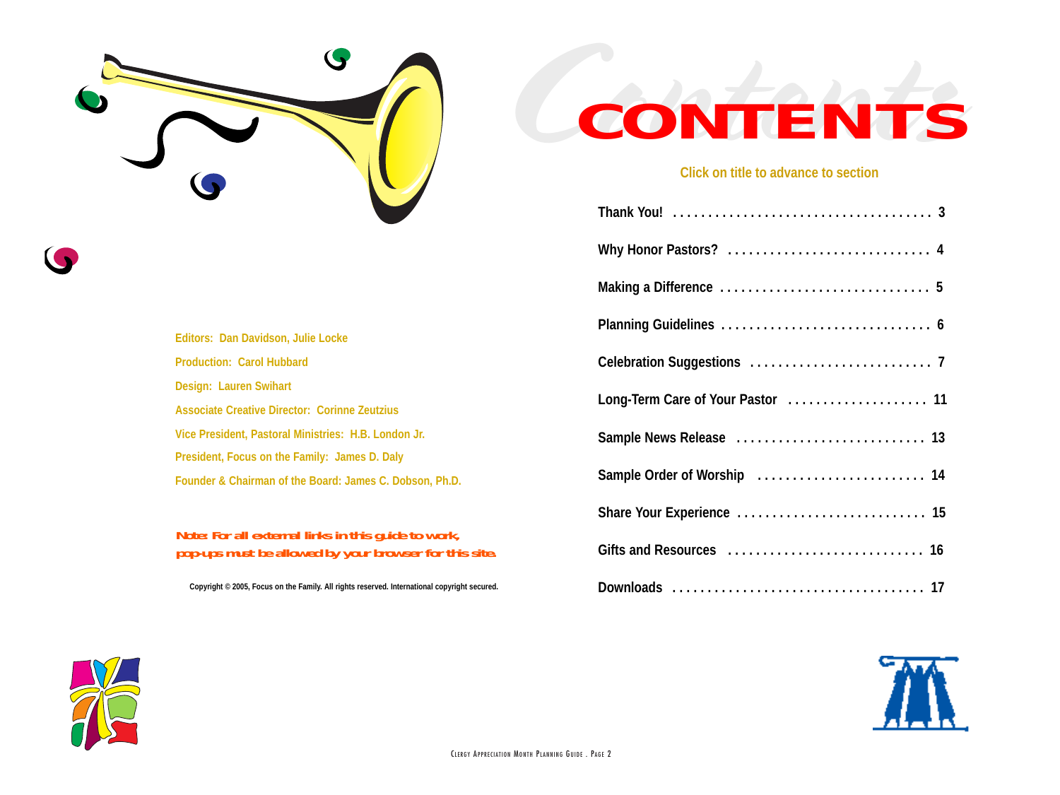# CONTENTS

Click on title to advance to section

| | |
|---|---|
| Thank You! | 3 |
| Why Honor Pastors? | 4 |
| Making a Difference | 5 |
| Planning Guidelines | 6 |
| Celebration Suggestions | 7 |
| Long-Term Care of Your Pastor | 11 |
| Sample News Release | 13 |
| Sample Order of Worship | 14 |
| Share Your Experience | 15 |
| Gifts and Resources | 16 |
| Downloads | 17 |

Editors: Dan Davidson, Julie Locke

Production: Carol Hubbard

Design: Lauren Swihart

Associate Creative Director: Corinne Zeutzius

Vice President, Pastoral Ministries: H.B. London Jr.

President, Focus on the Family: James D. Daly

Founder & Chairman of the Board: James C. Dobson, Ph.D.

***Note: For all external links in this guide to work, pop-ups must be allowed by your browser for this site.***

Copyright © 2005, Focus on the Family. All rights reserved. International copyright secured.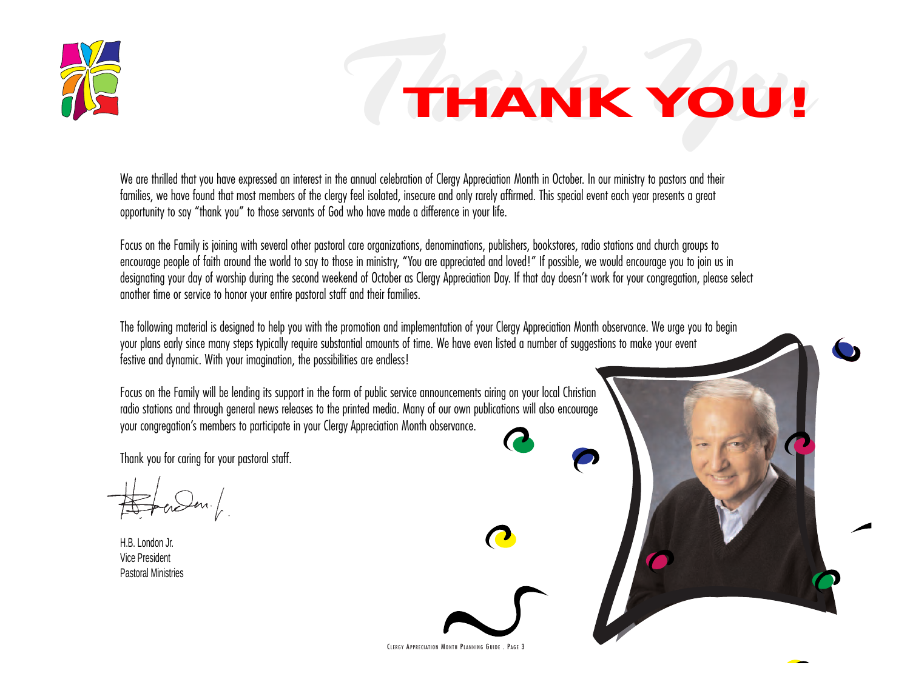# THANK YOU!

We are thrilled that you have expressed an interest in the annual celebration of Clergy Appreciation Month in October. In our ministry to pastors and their families, we have found that most members of the clergy feel isolated, insecure and only rarely affirmed. This special event each year presents a great opportunity to say "thank you" to those servants of God who have made a difference in your life.

Focus on the Family is joining with several other pastoral care organizations, denominations, publishers, bookstores, radio stations and church groups to encourage people of faith around the world to say to those in ministry, "You are appreciated and loved!" If possible, we would encourage you to join us in designating your day of worship during the second weekend of October as Clergy Appreciation Day. If that day doesn't work for your congregation, please select another time or service to honor your entire pastoral staff and their families.

The following material is designed to help you with the promotion and implementation of your Clergy Appreciation Month observance. We urge you to begin your plans early since many steps typically require substantial amounts of time. We have even listed a number of suggestions to make your event festive and dynamic. With your imagination, the possibilities are endless!

Focus on the Family will be lending its support in the form of public service announcements airing on your local Christian radio stations and through general news releases to the printed media. Many of our own publications will also encourage your congregation's members to participate in your Clergy Appreciation Month observance.

Thank you for caring for your pastoral staff.

H.B. London Jr.
Vice President
Pastoral Ministries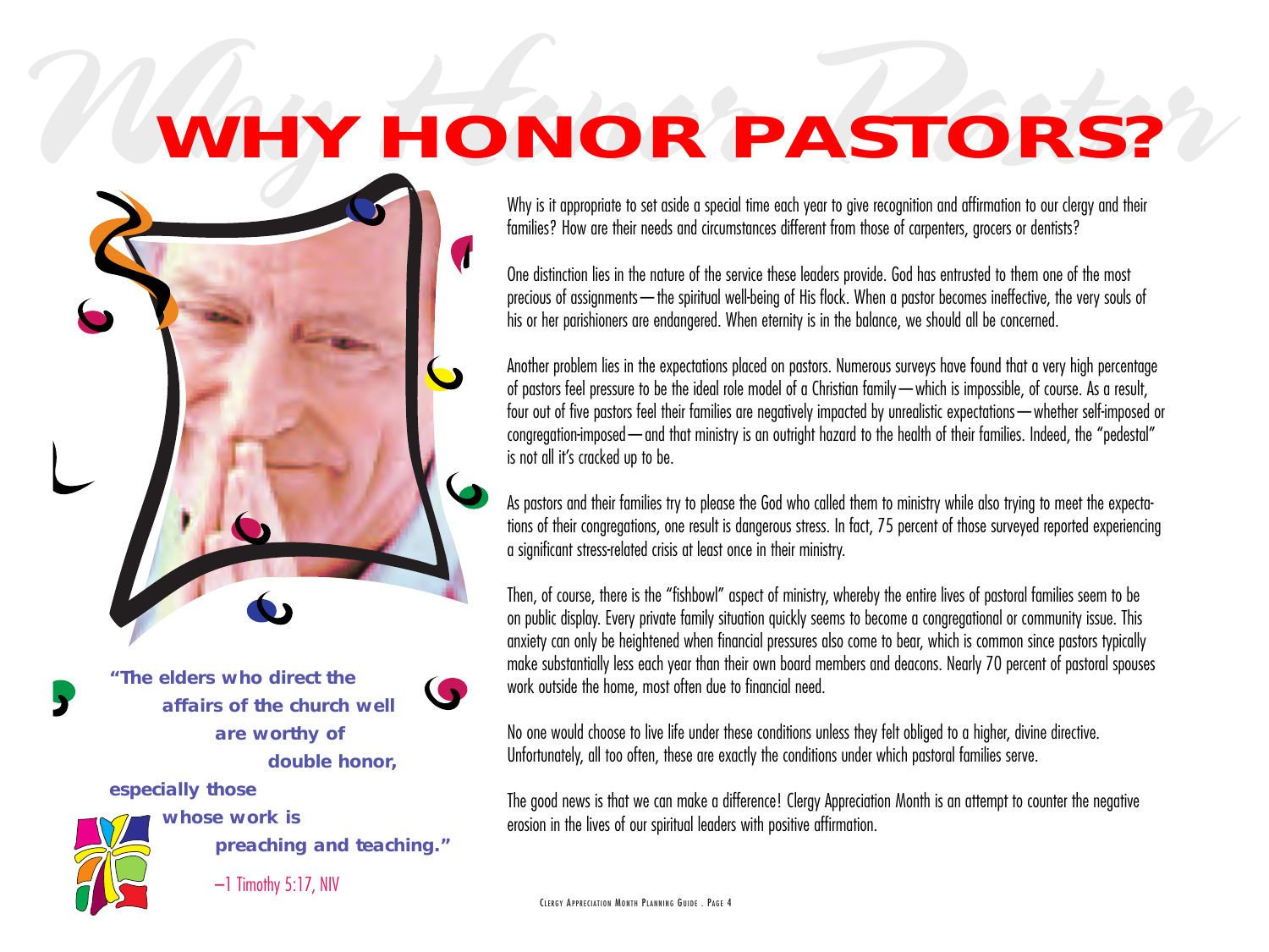# WHY HONOR PASTORS?

Why is it appropriate to set aside a special time each year to give recognition and affirmation to our clergy and their families? How are their needs and circumstances different from those of carpenters, grocers or dentists?

One distinction lies in the nature of the service these leaders provide. God has entrusted to them one of the most precious of assignments—the spiritual well-being of His flock. When a pastor becomes ineffective, the very souls of his or her parishioners are endangered. When eternity is in the balance, we should all be concerned.

Another problem lies in the expectations placed on pastors. Numerous surveys have found that a very high percentage of pastors feel pressure to be the ideal role model of a Christian family—which is impossible, of course. As a result, four out of five pastors feel their families are negatively impacted by unrealistic expectations—whether self-imposed or congregation-imposed—and that ministry is an outright hazard to the health of their families. Indeed, the "pedestal" is not all it's cracked up to be.

As pastors and their families try to please the God who called them to ministry while also trying to meet the expectations of their congregations, one result is dangerous stress. In fact, 75 percent of those surveyed reported experiencing a significant stress-related crisis at least once in their ministry.

Then, of course, there is the "fishbowl" aspect of ministry, whereby the entire lives of pastoral families seem to be on public display. Every private family situation quickly seems to become a congregational or community issue. This anxiety can only be heightened when financial pressures also come to bear, which is common since pastors typically make substantially less each year than their own board members and deacons. Nearly 70 percent of pastoral spouses work outside the home, most often due to financial need.

No one would choose to live life under these conditions unless they felt obliged to a higher, divine directive. Unfortunately, all too often, these are exactly the conditions under which pastoral families serve.

The good news is that we can make a difference! Clergy Appreciation Month is an attempt to counter the negative erosion in the lives of our spiritual leaders with positive affirmation.

**"The elders who direct the affairs of the church well are worthy of double honor, especially those whose work is preaching and teaching."**

—1 Timothy 5:17, NIV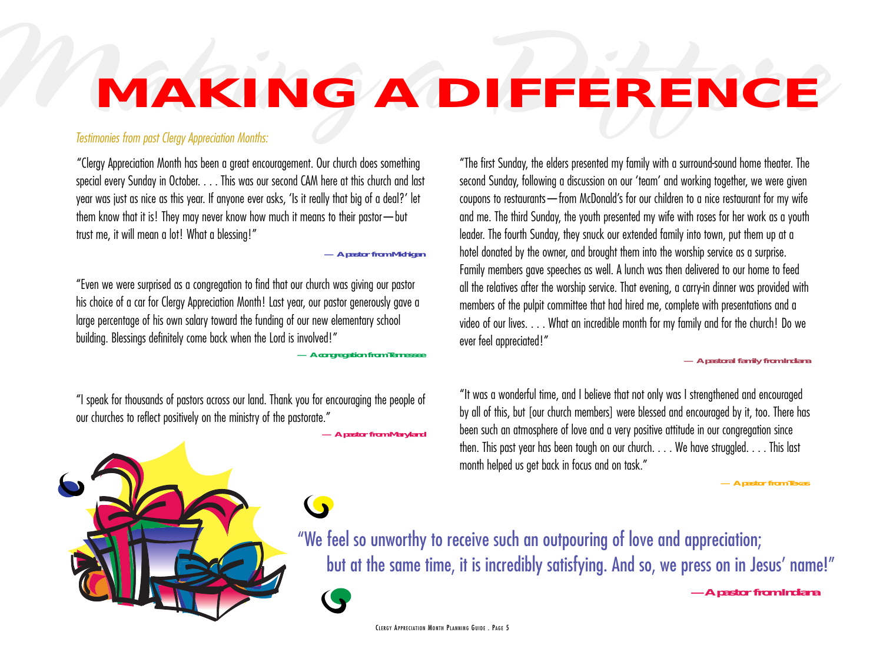# MAKING A DIFFERENCE

*Testimonies from past Clergy Appreciation Months:*

"Clergy Appreciation Month has been a great encouragement. Our church does something special every Sunday in October. . . . This was our second CAM here at this church and last year was just as nice as this year. If anyone ever asks, 'Is it really that big of a deal?' let them know that it is! They may never know how much it means to their pastor—but trust me, it will mean a lot! What a blessing!"

**— A pastor from Michigan**

"Even we were surprised as a congregation to find that our church was giving our pastor his choice of a car for Clergy Appreciation Month! Last year, our pastor generously gave a large percentage of his own salary toward the funding of our new elementary school building. Blessings definitely come back when the Lord is involved!"

**— A congregation from Tennessee**

"I speak for thousands of pastors across our land. Thank you for encouraging the people of our churches to reflect positively on the ministry of the pastorate."

**— A pastor from Maryland**

"The first Sunday, the elders presented my family with a surround-sound home theater. The second Sunday, following a discussion on our 'team' and working together, we were given coupons to restaurants—from McDonald's for our children to a nice restaurant for my wife and me. The third Sunday, the youth presented my wife with roses for her work as a youth leader. The fourth Sunday, they snuck our extended family into town, put them up at a hotel donated by the owner, and brought them into the worship service as a surprise. Family members gave speeches as well. A lunch was then delivered to our home to feed all the relatives after the worship service. That evening, a carry-in dinner was provided with members of the pulpit committee that had hired me, complete with presentations and a video of our lives. . . . What an incredible month for my family and for the church! Do we ever feel appreciated!"

**— A pastoral family from Indiana**

"It was a wonderful time, and I believe that not only was I strengthened and encouraged by all of this, but [our church members] were blessed and encouraged by it, too. There has been such an atmosphere of love and a very positive attitude in our congregation since then. This past year has been tough on our church. . . . We have struggled. . . . This last month helped us get back in focus and on task."

**— A pastor from Texas**

"We feel so unworthy to receive such an outpouring of love and appreciation; but at the same time, it is incredibly satisfying. And so, we press on in Jesus' name!"

**— A pastor from Indiana**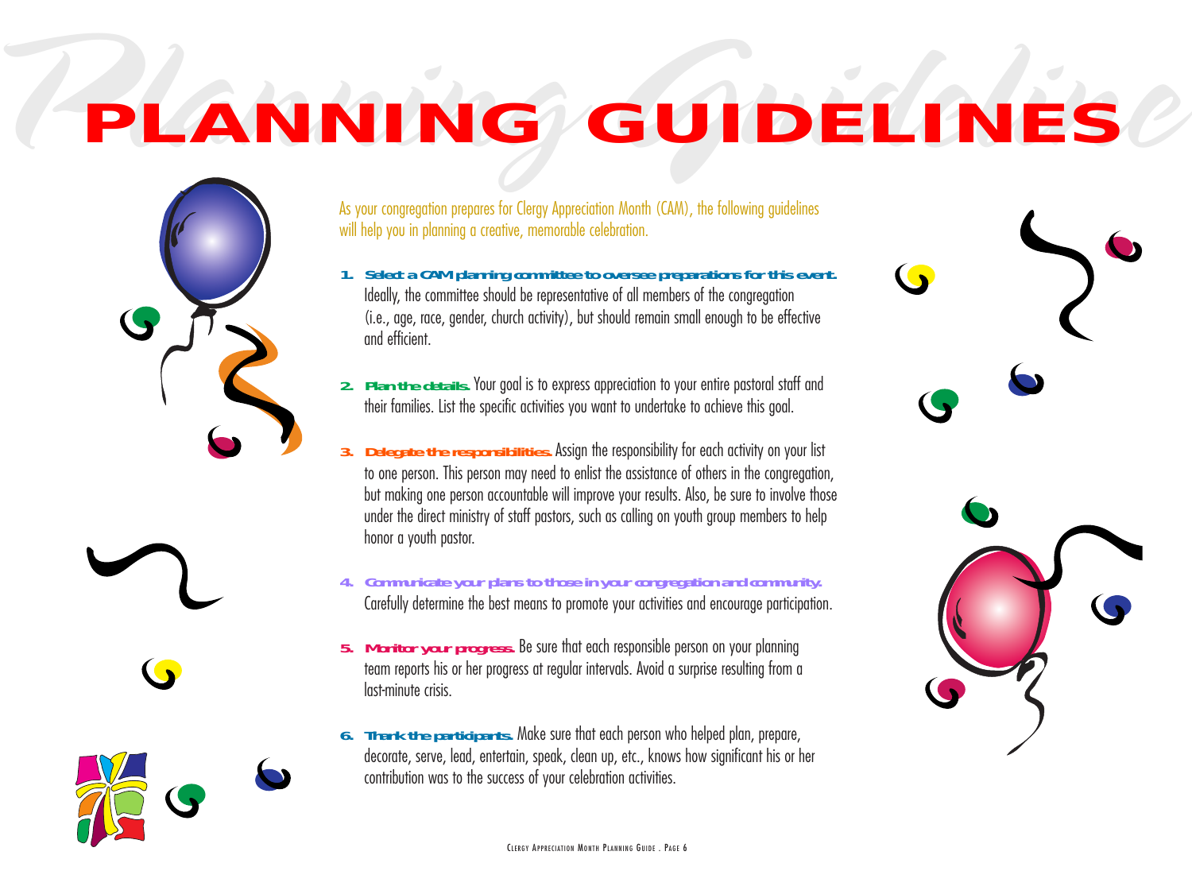# PLANNING GUIDELINES

As your congregation prepares for Clergy Appreciation Month (CAM), the following guidelines will help you in planning a creative, memorable celebration.

1. **Select a CAM planning committee to oversee preparations for this event.** Ideally, the committee should be representative of all members of the congregation (i.e., age, race, gender, church activity), but should remain small enough to be effective and efficient.

2. **Plan the details.** Your goal is to express appreciation to your entire pastoral staff and their families. List the specific activities you want to undertake to achieve this goal.

3. **Delegate the responsibilities.** Assign the responsibility for each activity on your list to one person. This person may need to enlist the assistance of others in the congregation, but making one person accountable will improve your results. Also, be sure to involve those under the direct ministry of staff pastors, such as calling on youth group members to help honor a youth pastor.

4. **Communicate your plans to those in your congregation and community.** Carefully determine the best means to promote your activities and encourage participation.

5. **Monitor your progress.** Be sure that each responsible person on your planning team reports his or her progress at regular intervals. Avoid a surprise resulting from a last-minute crisis.

6. **Thank the participants.** Make sure that each person who helped plan, prepare, decorate, serve, lead, entertain, speak, clean up, etc., knows how significant his or her contribution was to the success of your celebration activities.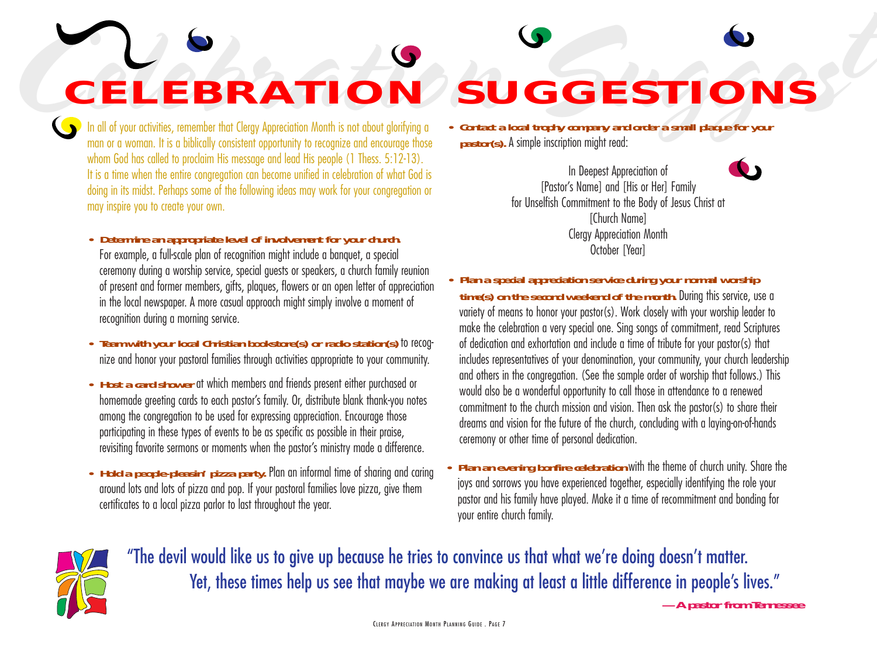# CELEBRATION SUGGESTIONS

In all of your activities, remember that Clergy Appreciation Month is not about glorifying a man or a woman. It is a biblically consistent opportunity to recognize and encourage those whom God has called to proclaim His message and lead His people (1 Thess. 5:12-13). It is a time when the entire congregation can become unified in celebration of what God is doing in its midst. Perhaps some of the following ideas may work for your congregation or may inspire you to create your own.

- **Determine an appropriate level of involvement for your church.** For example, a full-scale plan of recognition might include a banquet, a special ceremony during a worship service, special guests or speakers, a church family reunion of present and former members, gifts, plaques, flowers or an open letter of appreciation in the local newspaper. A more casual approach might simply involve a moment of recognition during a morning service.

- **Team with your local Christian bookstore(s) or radio station(s)** to recognize and honor your pastoral families through activities appropriate to your community.

- **Host a card shower** at which members and friends present either purchased or homemade greeting cards to each pastor's family. Or, distribute blank thank-you notes among the congregation to be used for expressing appreciation. Encourage those participating in these types of events to be as specific as possible in their praise, revisiting favorite sermons or moments when the pastor's ministry made a difference.

- **Hold a people-pleasin' pizza party.** Plan an informal time of sharing and caring around lots and lots of pizza and pop. If your pastoral families love pizza, give them certificates to a local pizza parlor to last throughout the year.

- **Contact a local trophy company and order a small plaque for your pastor(s).** A simple inscription might read:

  In Deepest Appreciation of  
  [Pastor's Name] and [His or Her] Family  
  for Unselfish Commitment to the Body of Jesus Christ at  
  [Church Name]  
  Clergy Appreciation Month  
  October [Year]

- **Plan a special appreciation service during your normal worship time(s) on the second weekend of the month.** During this service, use a variety of means to honor your pastor(s). Work closely with your worship leader to make the celebration a very special one. Sing songs of commitment, read Scriptures of dedication and exhortation and include a time of tribute for your pastor(s) that includes representatives of your denomination, your community, your church leadership and others in the congregation. (See the sample order of worship that follows.) This would also be a wonderful opportunity to call those in attendance to a renewed commitment to the church mission and vision. Then ask the pastor(s) to share their dreams and vision for the future of the church, concluding with a laying-on-of-hands ceremony or other time of personal dedication.

- **Plan an evening bonfire celebration** with the theme of church unity. Share the joys and sorrows you have experienced together, especially identifying the role your pastor and his family have played. Make it a time of recommitment and bonding for your entire church family.

"The devil would like us to give up because he tries to convince us that what we're doing doesn't matter. Yet, these times help us see that maybe we are making at least a little difference in people's lives."

**—A pastor from Tennessee**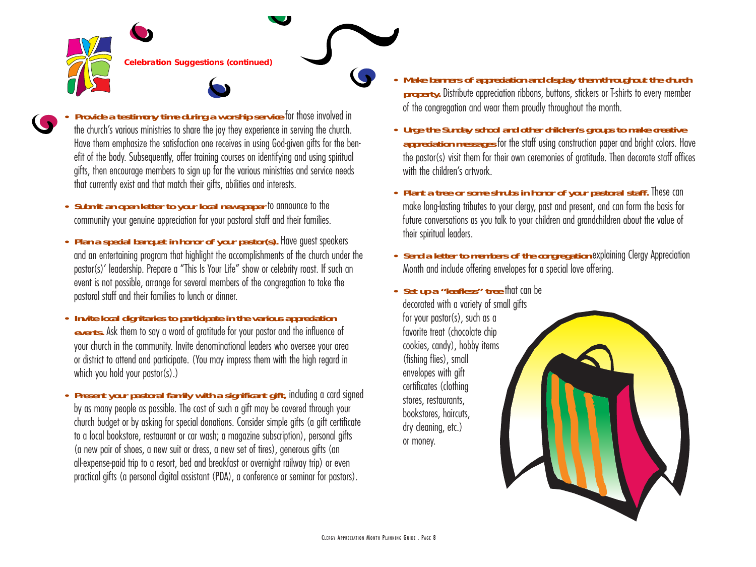**Celebration Suggestions (continued)**

- **Provide a testimony time during a worship service** for those involved in the church's various ministries to share the joy they experience in serving the church. Have them emphasize the satisfaction one receives in using God-given gifts for the benefit of the body. Subsequently, offer training courses on identifying and using spiritual gifts, then encourage members to sign up for the various ministries and service needs that currently exist and that match their gifts, abilities and interests.

- **Submit an open letter to your local newspaper** to announce to the community your genuine appreciation for your pastoral staff and their families.

- **Plan a special banquet in honor of your pastor(s).** Have guest speakers and an entertaining program that highlight the accomplishments of the church under the pastor(s)' leadership. Prepare a "This Is Your Life" show or celebrity roast. If such an event is not possible, arrange for several members of the congregation to take the pastoral staff and their families to lunch or dinner.

- **Invite local dignitaries to participate in the various appreciation events.** Ask them to say a word of gratitude for your pastor and the influence of your church in the community. Invite denominational leaders who oversee your area or district to attend and participate. (You may impress them with the high regard in which you hold your pastor(s).)

- **Present your pastoral family with a significant gift,** including a card signed by as many people as possible. The cost of such a gift may be covered through your church budget or by asking for special donations. Consider simple gifts (a gift certificate to a local bookstore, restaurant or car wash; a magazine subscription), personal gifts (a new pair of shoes, a new suit or dress, a new set of tires), generous gifts (an all-expense-paid trip to a resort, bed and breakfast or overnight railway trip) or even practical gifts (a personal digital assistant (PDA), a conference or seminar for pastors).

- **Make banners of appreciation and display them throughout the church property.** Distribute appreciation ribbons, buttons, stickers or T-shirts to every member of the congregation and wear them proudly throughout the month.

- **Urge the Sunday school and other children's groups to make creative appreciation messages** for the staff using construction paper and bright colors. Have the pastor(s) visit them for their own ceremonies of gratitude. Then decorate staff offices with the children's artwork.

- **Plant a tree or some shrubs in honor of your pastoral staff.** These can make long-lasting tributes to your clergy, past and present, and can form the basis for future conversations as you talk to your children and grandchildren about the value of their spiritual leaders.

- **Send a letter to members of the congregation** explaining Clergy Appreciation Month and include offering envelopes for a special love offering.

- **Set up a "leafless" tree** that can be decorated with a variety of small gifts for your pastor(s), such as a favorite treat (chocolate chip cookies, candy), hobby items (fishing flies), small envelopes with gift certificates (clothing stores, restaurants, bookstores, haircuts, dry cleaning, etc.) or money.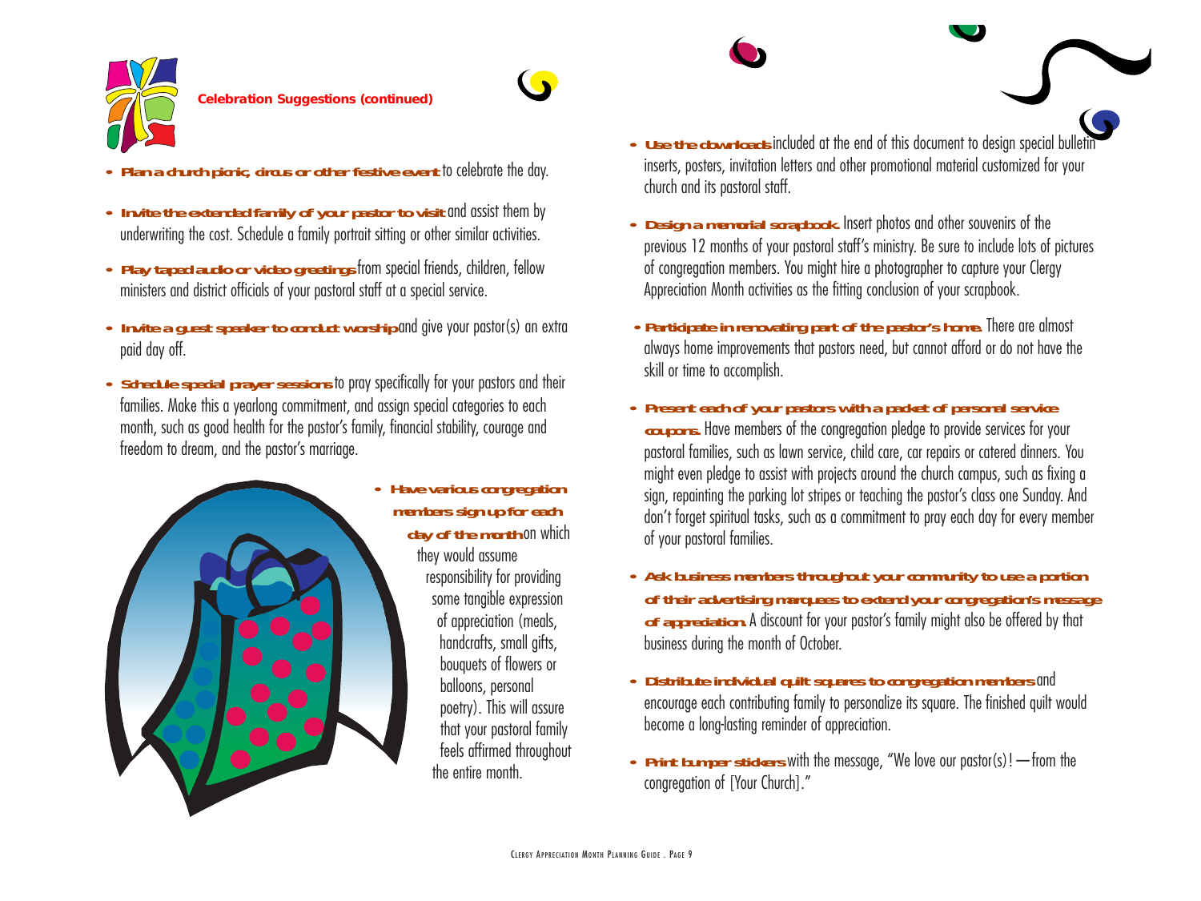**Celebration Suggestions (continued)**

- **Plan a church picnic, circus or other festive event** to celebrate the day.
- **Invite the extended family of your pastor to visit** and assist them by underwriting the cost. Schedule a family portrait sitting or other similar activities.
- **Play taped audio or video greetings** from special friends, children, fellow ministers and district officials of your pastoral staff at a special service.
- **Invite a guest speaker to conduct worship** and give your pastor(s) an extra paid day off.
- **Schedule special prayer sessions** to pray specifically for your pastors and their families. Make this a yearlong commitment, and assign special categories to each month, such as good health for the pastor's family, financial stability, courage and freedom to dream, and the pastor's marriage.
- **Have various congregation members sign up for each day of the month** on which they would assume responsibility for providing some tangible expression of appreciation (meals, handcrafts, small gifts, bouquets of flowers or balloons, personal poetry). This will assure that your pastoral family feels affirmed throughout the entire month.
- **Use the downloads** included at the end of this document to design special bulletin inserts, posters, invitation letters and other promotional material customized for your church and its pastoral staff.
- **Design a memorial scrapbook.** Insert photos and other souvenirs of the previous 12 months of your pastoral staff's ministry. Be sure to include lots of pictures of congregation members. You might hire a photographer to capture your Clergy Appreciation Month activities as the fitting conclusion of your scrapbook.
- **Participate in renovating part of the pastor's home.** There are almost always home improvements that pastors need, but cannot afford or do not have the skill or time to accomplish.
- **Present each of your pastors with a packet of personal service coupons.** Have members of the congregation pledge to provide services for your pastoral families, such as lawn service, child care, car repairs or catered dinners. You might even pledge to assist with projects around the church campus, such as fixing a sign, repainting the parking lot stripes or teaching the pastor's class one Sunday. And don't forget spiritual tasks, such as a commitment to pray each day for every member of your pastoral families.
- **Ask business members throughout your community to use a portion of their advertising marquees to extend your congregation's message of appreciation.** A discount for your pastor's family might also be offered by that business during the month of October.
- **Distribute individual quilt squares to congregation members** and encourage each contributing family to personalize its square. The finished quilt would become a long-lasting reminder of appreciation.
- **Print bumper stickers** with the message, "We love our pastor(s)! —from the congregation of [Your Church]."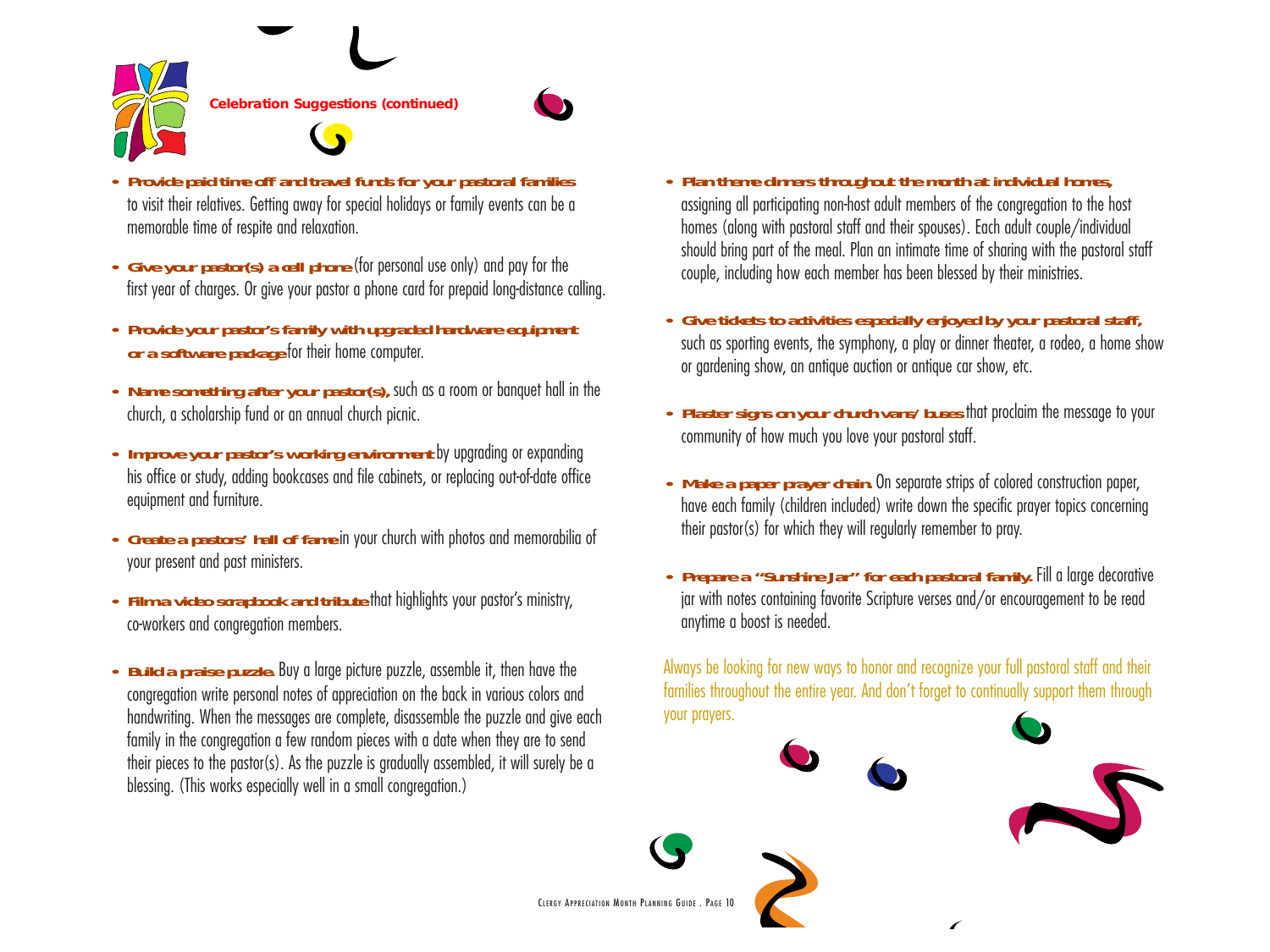### Celebration Suggestions (continued)

- **Provide paid time off and travel funds for your pastoral families** to visit their relatives. Getting away for special holidays or family events can be a memorable time of respite and relaxation.
- **Give your pastor(s) a cell phone** (for personal use only) and pay for the first year of charges. Or give your pastor a phone card for prepaid long-distance calling.
- **Provide your pastor's family with upgraded hardware equipment or a software package** for their home computer.
- **Name something after your pastor(s),** such as a room or banquet hall in the church, a scholarship fund or an annual church picnic.
- **Improve your pastor's working environment** by upgrading or expanding his office or study, adding bookcases and file cabinets, or replacing out-of-date office equipment and furniture.
- **Create a pastors' hall of fame** in your church with photos and memorabilia of your present and past ministers.
- **Film a video scrapbook and tribute** that highlights your pastor's ministry, co-workers and congregation members.
- **Build a praise puzzle.** Buy a large picture puzzle, assemble it, then have the congregation write personal notes of appreciation on the back in various colors and handwriting. When the messages are complete, disassemble the puzzle and give each family in the congregation a few random pieces with a date when they are to send their pieces to the pastor(s). As the puzzle is gradually assembled, it will surely be a blessing. (This works especially well in a small congregation.)
- **Plan theme dinners throughout the month at individual homes,** assigning all participating non-host adult members of the congregation to the host homes (along with pastoral staff and their spouses). Each adult couple/individual should bring part of the meal. Plan an intimate time of sharing with the pastoral staff couple, including how each member has been blessed by their ministries.
- **Give tickets to activities especially enjoyed by your pastoral staff,** such as sporting events, the symphony, a play or dinner theater, a rodeo, a home show or gardening show, an antique auction or antique car show, etc.
- **Plaster signs on your church vans/buses** that proclaim the message to your community of how much you love your pastoral staff.
- **Make a paper prayer chain.** On separate strips of colored construction paper, have each family (children included) write down the specific prayer topics concerning their pastor(s) for which they will regularly remember to pray.
- **Prepare a "Sunshine Jar" for each pastoral family.** Fill a large decorative jar with notes containing favorite Scripture verses and/or encouragement to be read anytime a boost is needed.

Always be looking for new ways to honor and recognize your full pastoral staff and their families throughout the entire year. And don't forget to continually support them through your prayers.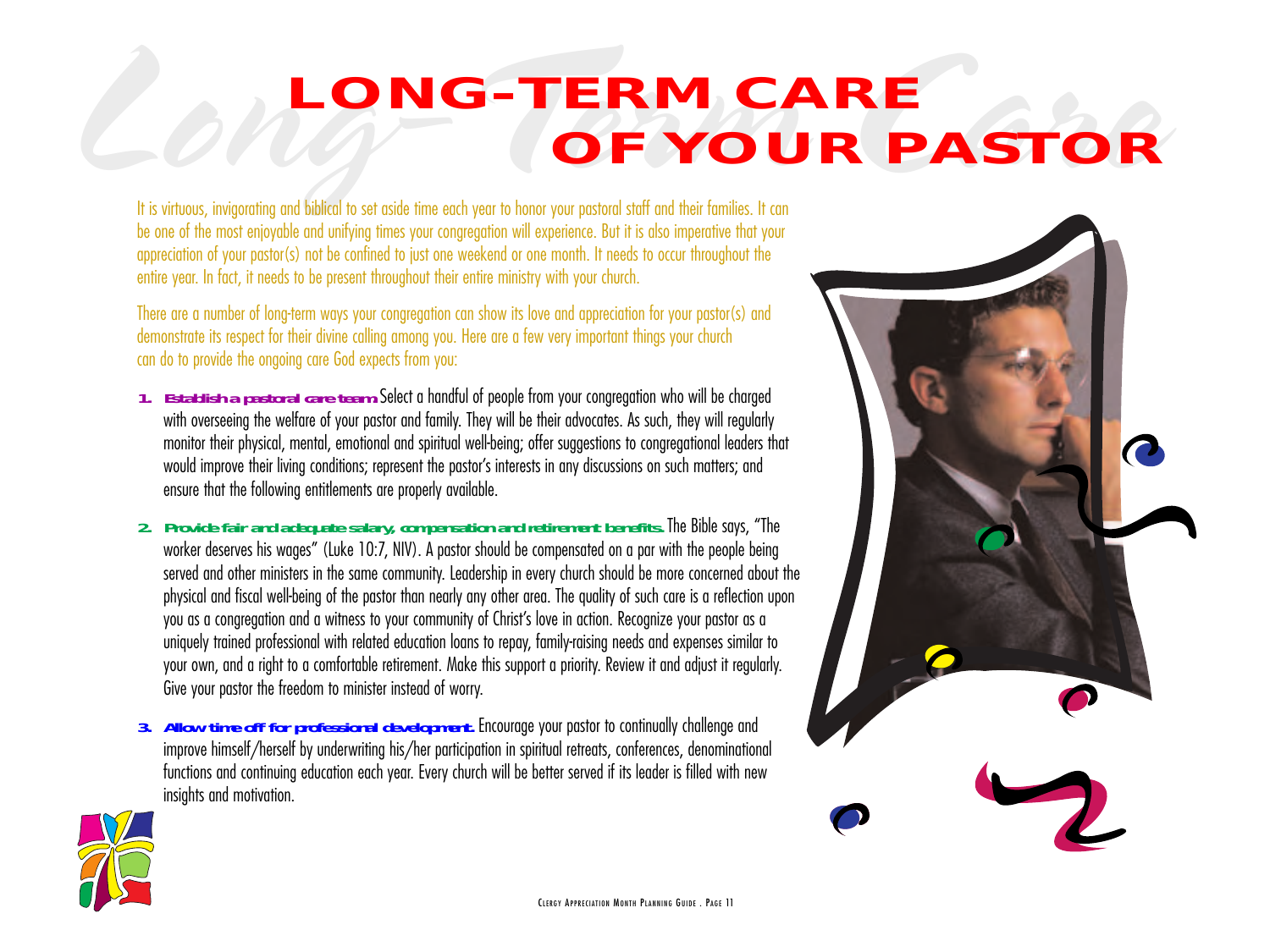# LONG-TERM CARE OF YOUR PASTOR

It is virtuous, invigorating and biblical to set aside time each year to honor your pastoral staff and their families. It can be one of the most enjoyable and unifying times your congregation will experience. But it is also imperative that your appreciation of your pastor(s) not be confined to just one weekend or one month. It needs to occur throughout the entire year. In fact, it needs to be present throughout their entire ministry with your church.

There are a number of long-term ways your congregation can show its love and appreciation for your pastor(s) and demonstrate its respect for their divine calling among you. Here are a few very important things your church can do to provide the ongoing care God expects from you:

1. **Establish a pastoral care team.** Select a handful of people from your congregation who will be charged with overseeing the welfare of your pastor and family. They will be their advocates. As such, they will regularly monitor their physical, mental, emotional and spiritual well-being; offer suggestions to congregational leaders that would improve their living conditions; represent the pastor's interests in any discussions on such matters; and ensure that the following entitlements are properly available.

2. **Provide fair and adequate salary, compensation and retirement benefits.** The Bible says, "The worker deserves his wages" (Luke 10:7, NIV). A pastor should be compensated on a par with the people being served and other ministers in the same community. Leadership in every church should be more concerned about the physical and fiscal well-being of the pastor than nearly any other area. The quality of such care is a reflection upon you as a congregation and a witness to your community of Christ's love in action. Recognize your pastor as a uniquely trained professional with related education loans to repay, family-raising needs and expenses similar to your own, and a right to a comfortable retirement. Make this support a priority. Review it and adjust it regularly. Give your pastor the freedom to minister instead of worry.

3. **Allow time off for professional development.** Encourage your pastor to continually challenge and improve himself/herself by underwriting his/her participation in spiritual retreats, conferences, denominational functions and continuing education each year. Every church will be better served if its leader is filled with new insights and motivation.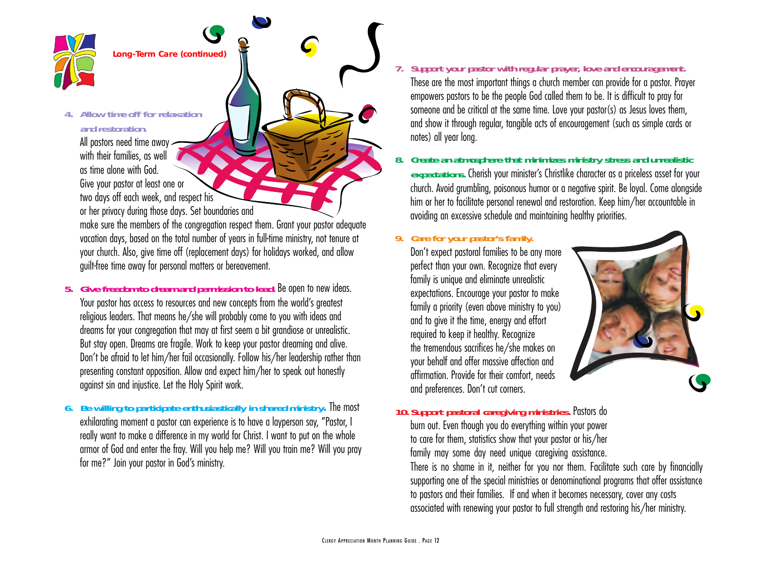**Long-Term Care (continued)**

4. **Allow time off for relaxation and restoration.** All pastors need time away with their families, as well as time alone with God. Give your pastor at least one or two days off each week, and respect his or her privacy during those days. Set boundaries and make sure the members of the congregation respect them. Grant your pastor adequate vacation days, based on the total number of years in full-time ministry, not tenure at your church. Also, give time off (replacement days) for holidays worked, and allow guilt-free time away for personal matters or bereavement.

5. **Give freedom to dream and permission to lead.** Be open to new ideas. Your pastor has access to resources and new concepts from the world's greatest religious leaders. That means he/she will probably come to you with ideas and dreams for your congregation that may at first seem a bit grandiose or unrealistic. But stay open. Dreams are fragile. Work to keep your pastor dreaming and alive. Don't be afraid to let him/her fail occasionally. Follow his/her leadership rather than presenting constant opposition. Allow and expect him/her to speak out honestly against sin and injustice. Let the Holy Spirit work.

6. **Be willing to participate enthusiastically in shared ministry.** The most exhilarating moment a pastor can experience is to have a layperson say, "Pastor, I really want to make a difference in my world for Christ. I want to put on the whole armor of God and enter the fray. Will you help me? Will you train me? Will you pray for me?" Join your pastor in God's ministry.

7. **Support your pastor with regular prayer, love and encouragement.** These are the most important things a church member can provide for a pastor. Prayer empowers pastors to be the people God called them to be. It is difficult to pray for someone and be critical at the same time. Love your pastor(s) as Jesus loves them, and show it through regular, tangible acts of encouragement (such as simple cards or notes) all year long.

8. **Create an atmosphere that minimizes ministry stress and unrealistic expectations.** Cherish your minister's Christlike character as a priceless asset for your church. Avoid grumbling, poisonous humor or a negative spirit. Be loyal. Come alongside him or her to facilitate personal renewal and restoration. Keep him/her accountable in avoiding an excessive schedule and maintaining healthy priorities.

9. **Care for your pastor's family.** Don't expect pastoral families to be any more perfect than your own. Recognize that every family is unique and eliminate unrealistic expectations. Encourage your pastor to make family a priority (even above ministry to you) and to give it the time, energy and effort required to keep it healthy. Recognize the tremendous sacrifices he/she makes on your behalf and offer massive affection and affirmation. Provide for their comfort, needs and preferences. Don't cut corners.

10. **Support pastoral caregiving ministries.** Pastors do burn out. Even though you do everything within your power to care for them, statistics show that your pastor or his/her family may some day need unique caregiving assistance. There is no shame in it, neither for you nor them. Facilitate such care by financially supporting one of the special ministries or denominational programs that offer assistance to pastors and their families. If and when it becomes necessary, cover any costs associated with renewing your pastor to full strength and restoring his/her ministry.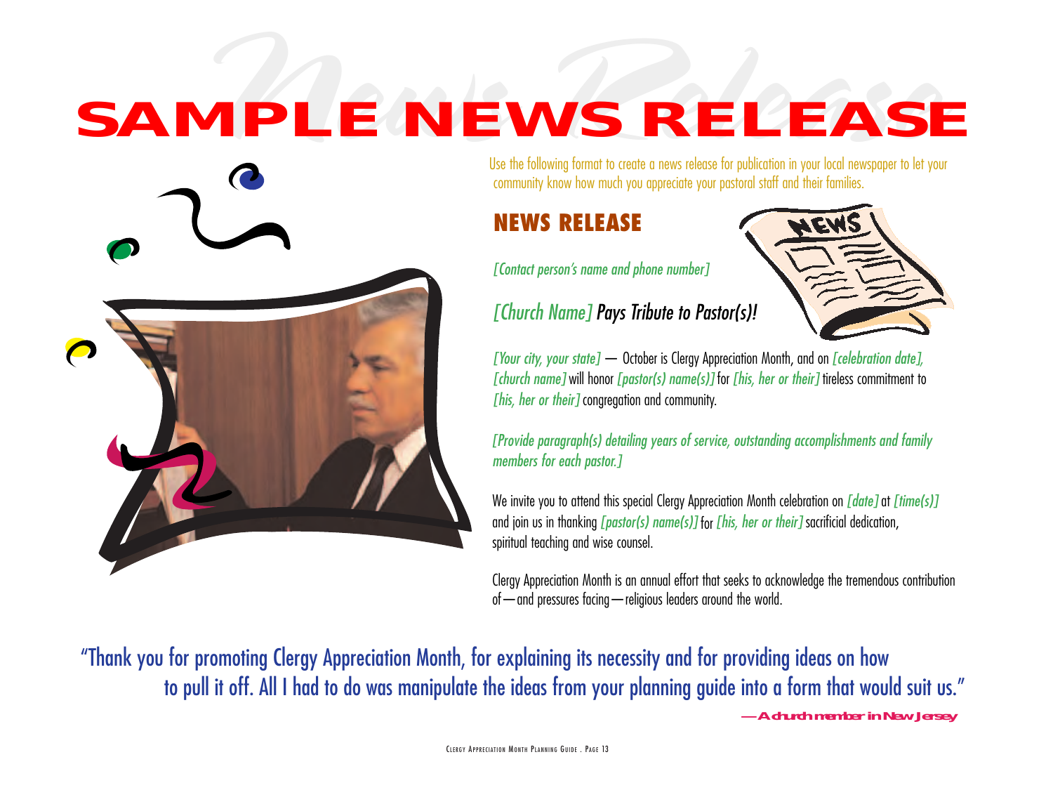# SAMPLE NEWS RELEASE

Use the following format to create a news release for publication in your local newspaper to let your community know how much you appreciate your pastoral staff and their families.

## NEWS RELEASE

*[Contact person's name and phone number]*

### *[Church Name] Pays Tribute to Pastor(s)!*

*[Your city, your state]* — October is Clergy Appreciation Month, and on *[celebration date]*, *[church name]* will honor *[pastor(s) name(s)]* for *[his, her or their]* tireless commitment to *[his, her or their]* congregation and community.

*[Provide paragraph(s) detailing years of service, outstanding accomplishments and family members for each pastor.]*

We invite you to attend this special Clergy Appreciation Month celebration on *[date]* at *[time(s)]* and join us in thanking *[pastor(s) name(s)]* for *[his, her or their]* sacrificial dedication, spiritual teaching and wise counsel.

Clergy Appreciation Month is an annual effort that seeks to acknowledge the tremendous contribution of—and pressures facing—religious leaders around the world.

"Thank you for promoting Clergy Appreciation Month, for explaining its necessity and for providing ideas on how to pull it off. All I had to do was manipulate the ideas from your planning guide into a form that would suit us."

***—A church member in New Jersey***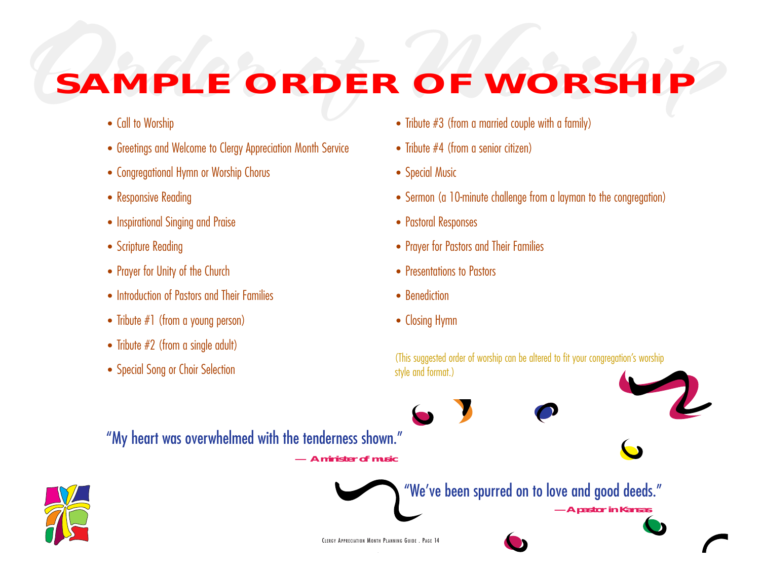# SAMPLE ORDER OF WORSHIP

- Call to Worship
- Greetings and Welcome to Clergy Appreciation Month Service
- Congregational Hymn or Worship Chorus
- Responsive Reading
- Inspirational Singing and Praise
- Scripture Reading
- Prayer for Unity of the Church
- Introduction of Pastors and Their Families
- Tribute #1 (from a young person)
- Tribute #2 (from a single adult)
- Special Song or Choir Selection
- Tribute #3 (from a married couple with a family)
- Tribute #4 (from a senior citizen)
- Special Music
- Sermon (a 10-minute challenge from a layman to the congregation)
- Pastoral Responses
- Prayer for Pastors and Their Families
- Presentations to Pastors
- Benediction
- Closing Hymn

(This suggested order of worship can be altered to fit your congregation's worship style and format.)

"My heart was overwhelmed with the tenderness shown."

— A minister of music

"We've been spurred on to love and good deeds."

— A pastor in Kansas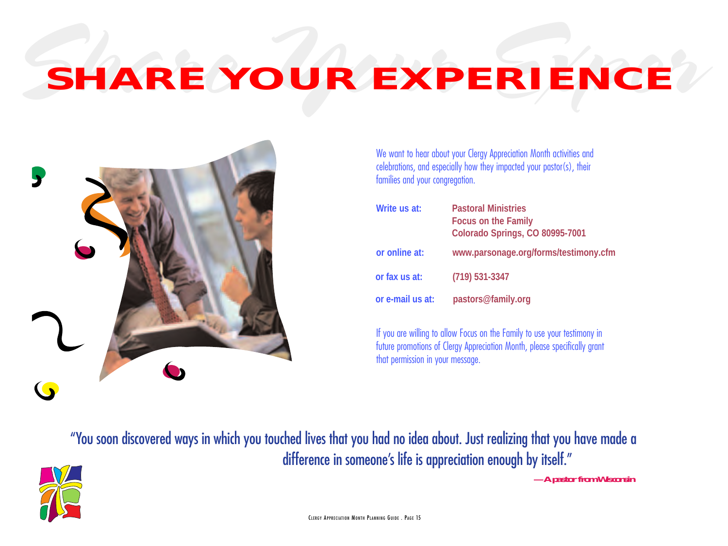# SHARE YOUR EXPERIENCE

We want to hear about your Clergy Appreciation Month activities and celebrations, and especially how they impacted your pastor(s), their families and your congregation.

| | |
|---|---|
| **Write us at:** | **Pastoral Ministries**<br>**Focus on the Family**<br>**Colorado Springs, CO 80995-7001** |
| **or online at:** | **www.parsonage.org/forms/testimony.cfm** |
| **or fax us at:** | **(719) 531-3347** |
| **or e-mail us at:** | **pastors@family.org** |

If you are willing to allow Focus on the Family to use your testimony in future promotions of Clergy Appreciation Month, please specifically grant that permission in your message.

"You soon discovered ways in which you touched lives that you had no idea about. Just realizing that you have made a difference in someone's life is appreciation enough by itself."

**—A pastor from Wisconsin**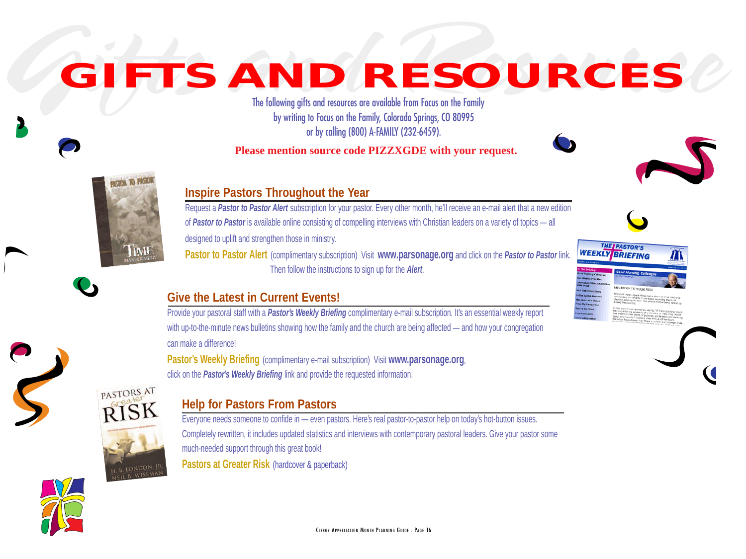# GIFTS AND RESOURCES

The following gifts and resources are available from Focus on the Family by writing to Focus on the Family, Colorado Springs, CO 80995 or by calling (800) A-FAMILY (232-6459).

**Please mention source code PIZZXGDE with your request.**

## Inspire Pastors Throughout the Year

Request a ***Pastor to Pastor Alert*** subscription for your pastor. Every other month, he'll receive an e-mail alert that a new edition of ***Pastor to Pastor*** is available online consisting of compelling interviews with Christian leaders on a variety of topics — all designed to uplift and strengthen those in ministry.

**Pastor to Pastor Alert** (complimentary subscription) Visit **www.parsonage.org** and click on the ***Pastor to Pastor*** link. Then follow the instructions to sign up for the ***Alert***.

## Give the Latest in Current Events!

Provide your pastoral staff with a ***Pastor's Weekly Briefing*** complimentary e-mail subscription. It's an essential weekly report with up-to-the-minute news bulletins showing how the family and the church are being affected — and how your congregation can make a difference!

**Pastor's Weekly Briefing** (complimentary e-mail subscription) Visit **www.parsonage.org**, click on the ***Pastor's Weekly Briefing*** link and provide the requested information.

## Help for Pastors From Pastors

Everyone needs someone to confide in — even pastors. Here's real pastor-to-pastor help on today's hot-button issues. Completely rewritten, it includes updated statistics and interviews with contemporary pastoral leaders. Give your pastor some much-needed support through this great book!

**Pastors at Greater Risk** (hardcover & paperback)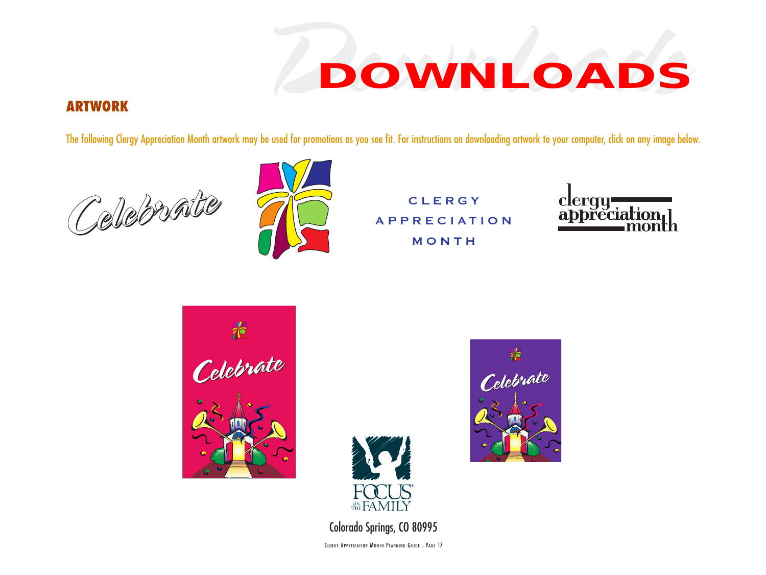# DOWNLOADS

## ARTWORK

The following Clergy Appreciation Month artwork may be used for promotions as you see fit. For instructions on downloading artwork to your computer, click on any image below.

Colorado Springs, CO 80995